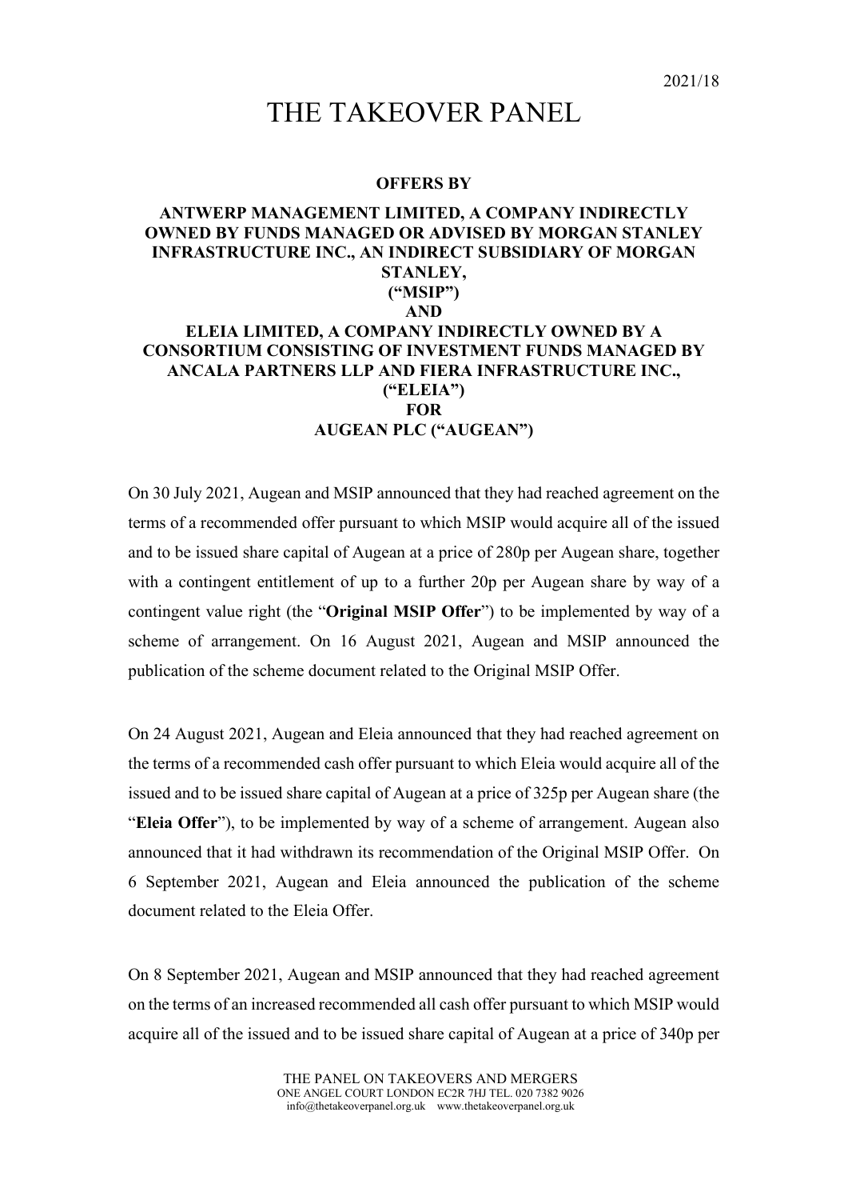2021/18

# THE TAKEOVER PANEL

**OFFERS BY**

**ANTWERP MANAGEMENT LIMITED, A COMPANY INDIRECTLY OWNED BY FUNDS MANAGED OR ADVISED BY MORGAN STANLEY INFRASTRUCTURE INC., AN INDIRECT SUBSIDIARY OF MORGAN STANLEY,**
**("MSIP")**
**AND**
**ELEIA LIMITED, A COMPANY INDIRECTLY OWNED BY A CONSORTIUM CONSISTING OF INVESTMENT FUNDS MANAGED BY ANCALA PARTNERS LLP AND FIERA INFRASTRUCTURE INC.,**
**("ELEIA")**
**FOR**
**AUGEAN PLC ("AUGEAN")**

On 30 July 2021, Augean and MSIP announced that they had reached agreement on the terms of a recommended offer pursuant to which MSIP would acquire all of the issued and to be issued share capital of Augean at a price of 280p per Augean share, together with a contingent entitlement of up to a further 20p per Augean share by way of a contingent value right (the "**Original MSIP Offer**") to be implemented by way of a scheme of arrangement. On 16 August 2021, Augean and MSIP announced the publication of the scheme document related to the Original MSIP Offer.

On 24 August 2021, Augean and Eleia announced that they had reached agreement on the terms of a recommended cash offer pursuant to which Eleia would acquire all of the issued and to be issued share capital of Augean at a price of 325p per Augean share (the "**Eleia Offer**"), to be implemented by way of a scheme of arrangement. Augean also announced that it had withdrawn its recommendation of the Original MSIP Offer. On 6 September 2021, Augean and Eleia announced the publication of the scheme document related to the Eleia Offer.

On 8 September 2021, Augean and MSIP announced that they had reached agreement on the terms of an increased recommended all cash offer pursuant to which MSIP would acquire all of the issued and to be issued share capital of Augean at a price of 340p per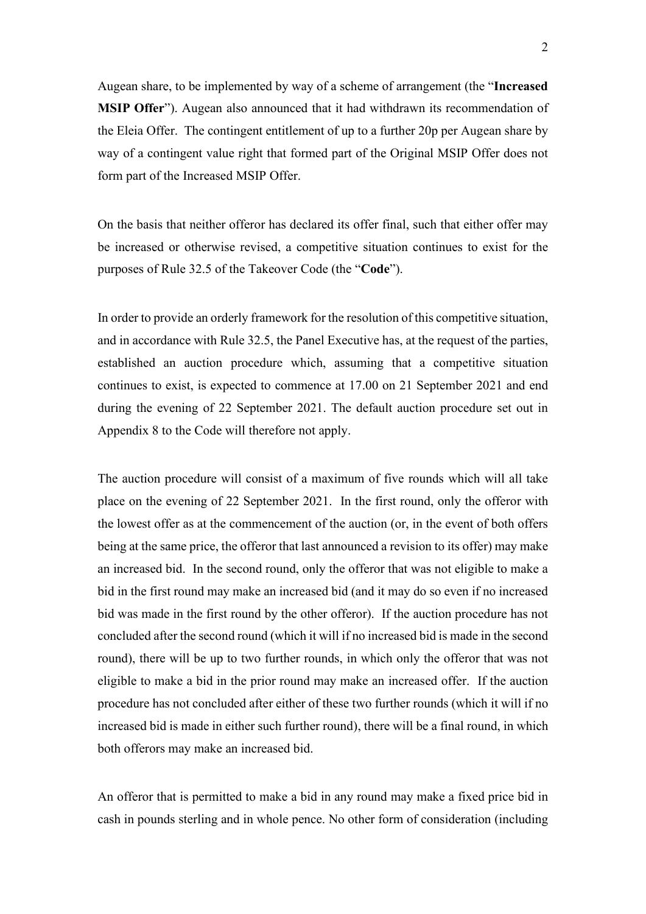Augean share, to be implemented by way of a scheme of arrangement (the "**Increased MSIP Offer**"). Augean also announced that it had withdrawn its recommendation of the Eleia Offer. The contingent entitlement of up to a further 20p per Augean share by way of a contingent value right that formed part of the Original MSIP Offer does not form part of the Increased MSIP Offer.

On the basis that neither offeror has declared its offer final, such that either offer may be increased or otherwise revised, a competitive situation continues to exist for the purposes of Rule 32.5 of the Takeover Code (the "**Code**").

In order to provide an orderly framework for the resolution of this competitive situation, and in accordance with Rule 32.5, the Panel Executive has, at the request of the parties, established an auction procedure which, assuming that a competitive situation continues to exist, is expected to commence at 17.00 on 21 September 2021 and end during the evening of 22 September 2021. The default auction procedure set out in Appendix 8 to the Code will therefore not apply.

The auction procedure will consist of a maximum of five rounds which will all take place on the evening of 22 September 2021. In the first round, only the offeror with the lowest offer as at the commencement of the auction (or, in the event of both offers being at the same price, the offeror that last announced a revision to its offer) may make an increased bid. In the second round, only the offeror that was not eligible to make a bid in the first round may make an increased bid (and it may do so even if no increased bid was made in the first round by the other offeror). If the auction procedure has not concluded after the second round (which it will if no increased bid is made in the second round), there will be up to two further rounds, in which only the offeror that was not eligible to make a bid in the prior round may make an increased offer. If the auction procedure has not concluded after either of these two further rounds (which it will if no increased bid is made in either such further round), there will be a final round, in which both offerors may make an increased bid.

An offeror that is permitted to make a bid in any round may make a fixed price bid in cash in pounds sterling and in whole pence. No other form of consideration (including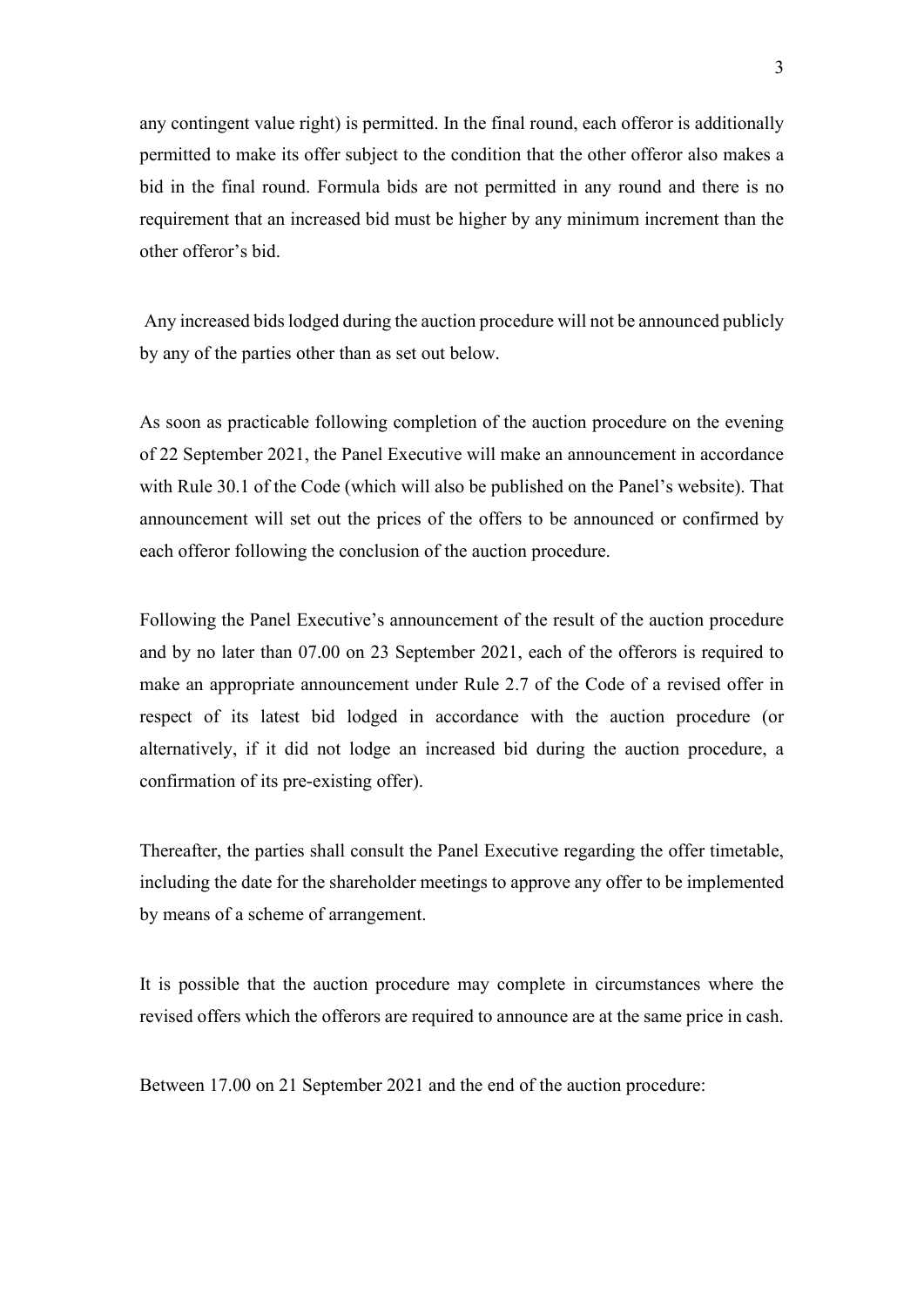any contingent value right) is permitted. In the final round, each offeror is additionally permitted to make its offer subject to the condition that the other offeror also makes a bid in the final round. Formula bids are not permitted in any round and there is no requirement that an increased bid must be higher by any minimum increment than the other offeror's bid.

Any increased bids lodged during the auction procedure will not be announced publicly by any of the parties other than as set out below.

As soon as practicable following completion of the auction procedure on the evening of 22 September 2021, the Panel Executive will make an announcement in accordance with Rule 30.1 of the Code (which will also be published on the Panel's website). That announcement will set out the prices of the offers to be announced or confirmed by each offeror following the conclusion of the auction procedure.

Following the Panel Executive's announcement of the result of the auction procedure and by no later than 07.00 on 23 September 2021, each of the offerors is required to make an appropriate announcement under Rule 2.7 of the Code of a revised offer in respect of its latest bid lodged in accordance with the auction procedure (or alternatively, if it did not lodge an increased bid during the auction procedure, a confirmation of its pre-existing offer).

Thereafter, the parties shall consult the Panel Executive regarding the offer timetable, including the date for the shareholder meetings to approve any offer to be implemented by means of a scheme of arrangement.

It is possible that the auction procedure may complete in circumstances where the revised offers which the offerors are required to announce are at the same price in cash.

Between 17.00 on 21 September 2021 and the end of the auction procedure: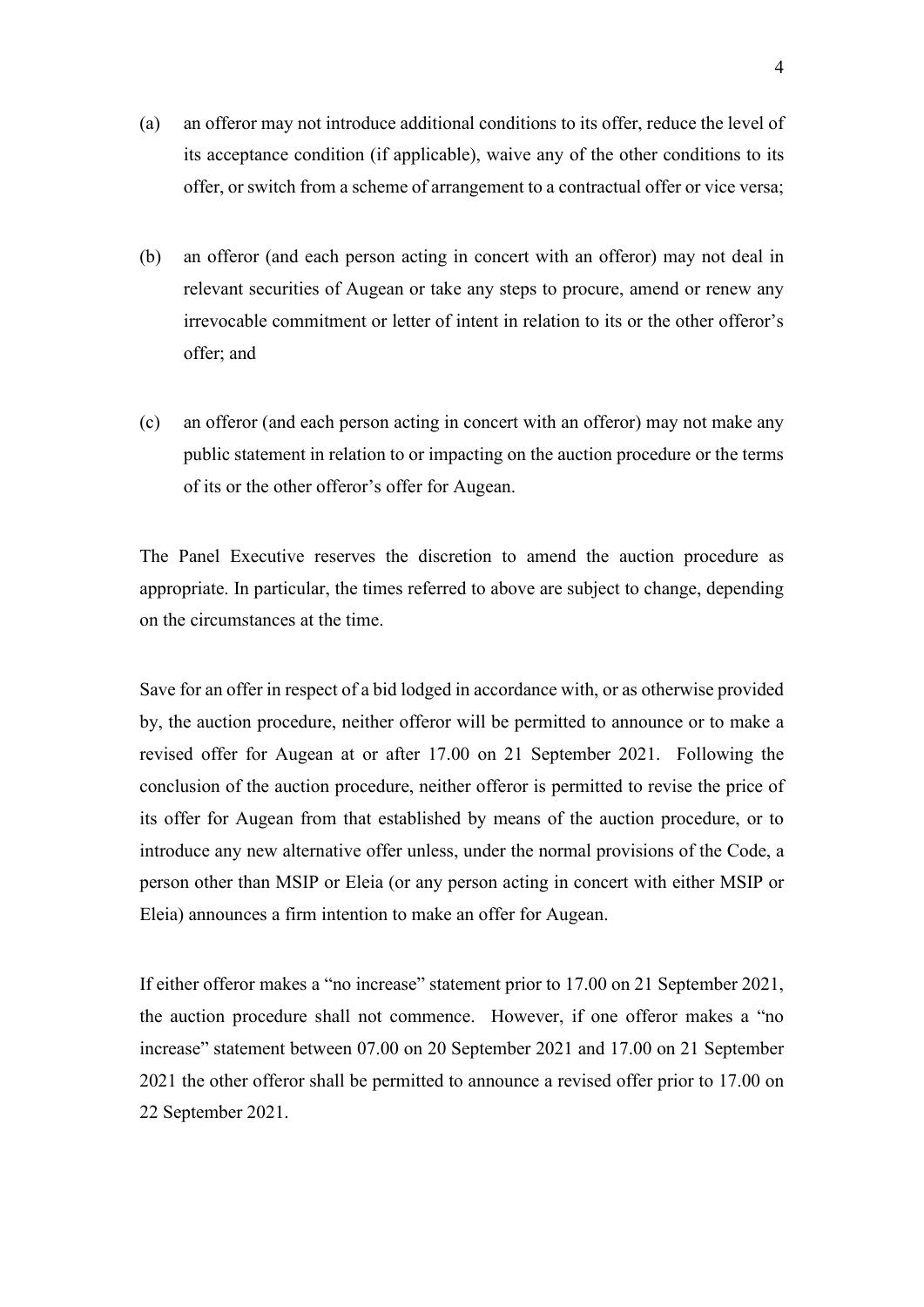(a) an offeror may not introduce additional conditions to its offer, reduce the level of its acceptance condition (if applicable), waive any of the other conditions to its offer, or switch from a scheme of arrangement to a contractual offer or vice versa;

(b) an offeror (and each person acting in concert with an offeror) may not deal in relevant securities of Augean or take any steps to procure, amend or renew any irrevocable commitment or letter of intent in relation to its or the other offeror's offer; and

(c) an offeror (and each person acting in concert with an offeror) may not make any public statement in relation to or impacting on the auction procedure or the terms of its or the other offeror's offer for Augean.

The Panel Executive reserves the discretion to amend the auction procedure as appropriate. In particular, the times referred to above are subject to change, depending on the circumstances at the time.

Save for an offer in respect of a bid lodged in accordance with, or as otherwise provided by, the auction procedure, neither offeror will be permitted to announce or to make a revised offer for Augean at or after 17.00 on 21 September 2021. Following the conclusion of the auction procedure, neither offeror is permitted to revise the price of its offer for Augean from that established by means of the auction procedure, or to introduce any new alternative offer unless, under the normal provisions of the Code, a person other than MSIP or Eleia (or any person acting in concert with either MSIP or Eleia) announces a firm intention to make an offer for Augean.

If either offeror makes a "no increase" statement prior to 17.00 on 21 September 2021, the auction procedure shall not commence. However, if one offeror makes a "no increase" statement between 07.00 on 20 September 2021 and 17.00 on 21 September 2021 the other offeror shall be permitted to announce a revised offer prior to 17.00 on 22 September 2021.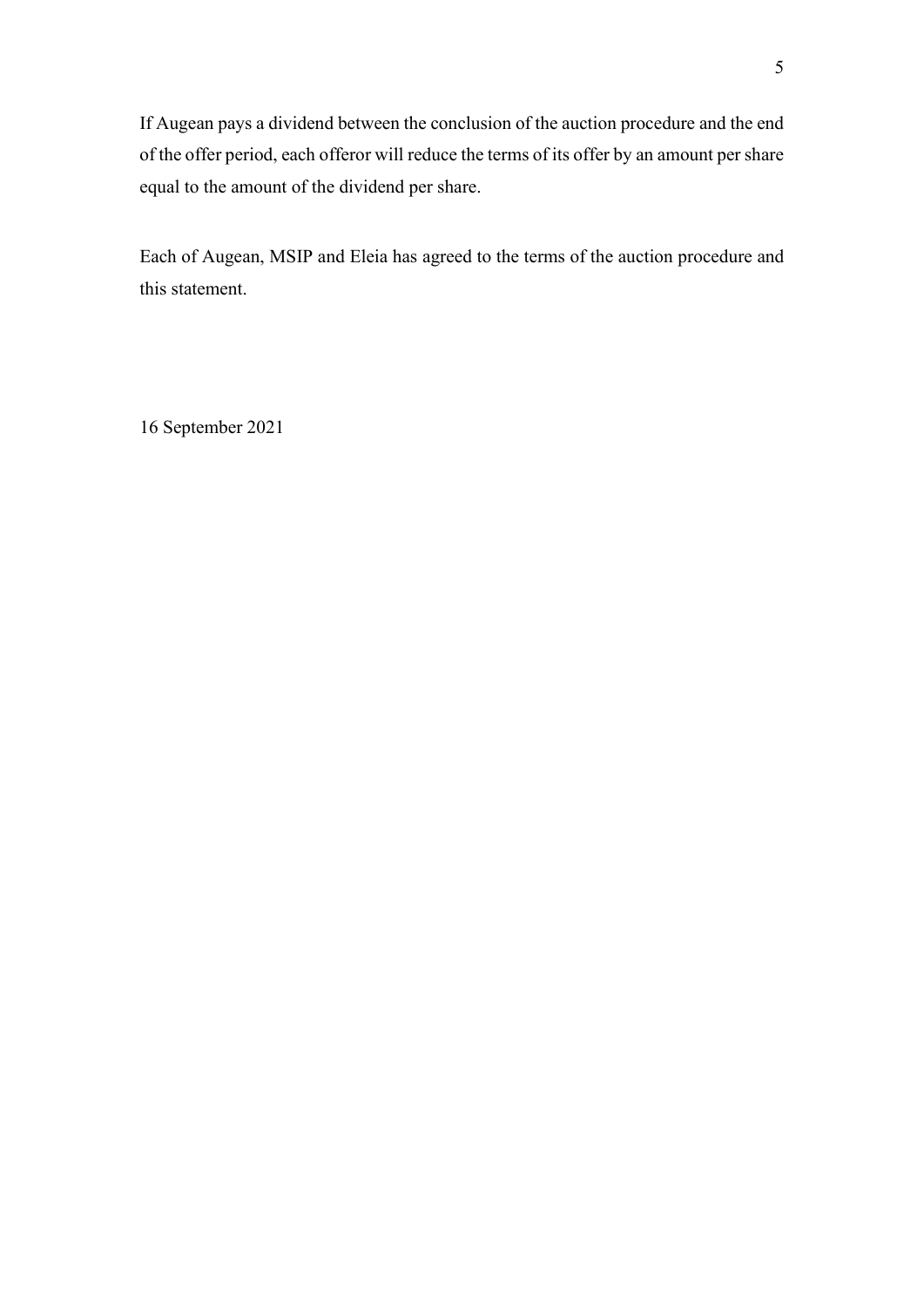If Augean pays a dividend between the conclusion of the auction procedure and the end of the offer period, each offeror will reduce the terms of its offer by an amount per share equal to the amount of the dividend per share.

Each of Augean, MSIP and Eleia has agreed to the terms of the auction procedure and this statement.

16 September 2021